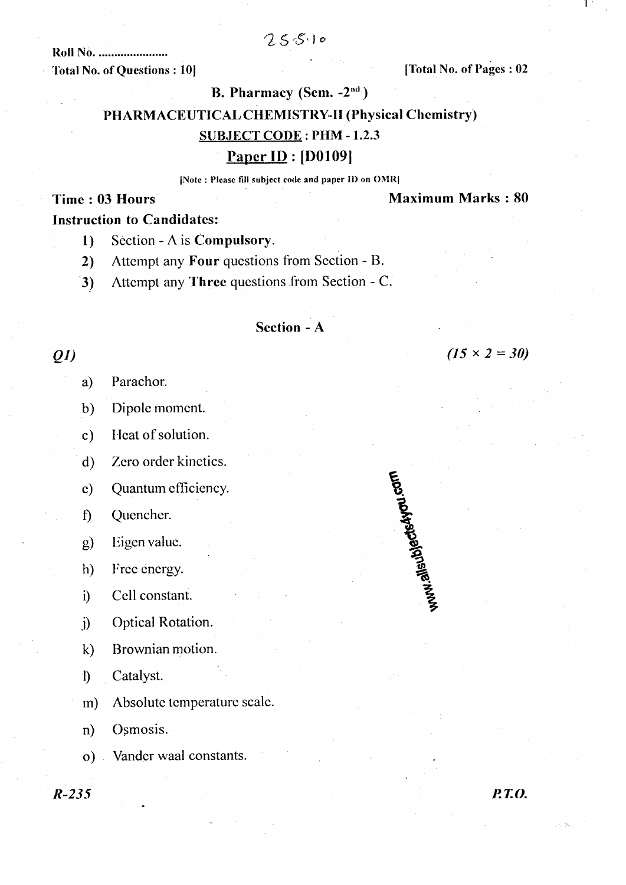25510

Roll No. ......................

Total No. of Questions : 10]

[Total No. of Pages : 02

## B. Pharmacy (Sem. -2nd)

## PHARMACEUTICAL CHEMISTRY-II (Physical Chemistry)

**SUBJECT CODE : PHM - 1.2.3**

**Paper ID : [D0109]**

[Note : Please fill subject code and paper ID on OMR]

**Time : 03 Hours** **Maximum Marks : 80**

**Instruction to Candidates:**

1) Section - A is **Compulsory**.
2) Attempt any **Four** questions from Section - B.
3) Attempt any **Three** questions from Section - C.

### Section - A

*Q1)* *(15 × 2 = 30)*

a) Parachor.

b) Dipole moment.

c) Heat of solution.

d) Zero order kinetics.

e) Quantum efficiency.

f) Quencher.

g) Eigen value.

h) Free energy.

i) Cell constant.

j) Optical Rotation.

k) Brownian motion.

l) Catalyst.

m) Absolute temperature scale.

n) Osmosis.

o) Vander waal constants.

*R-235* *P.T.O.*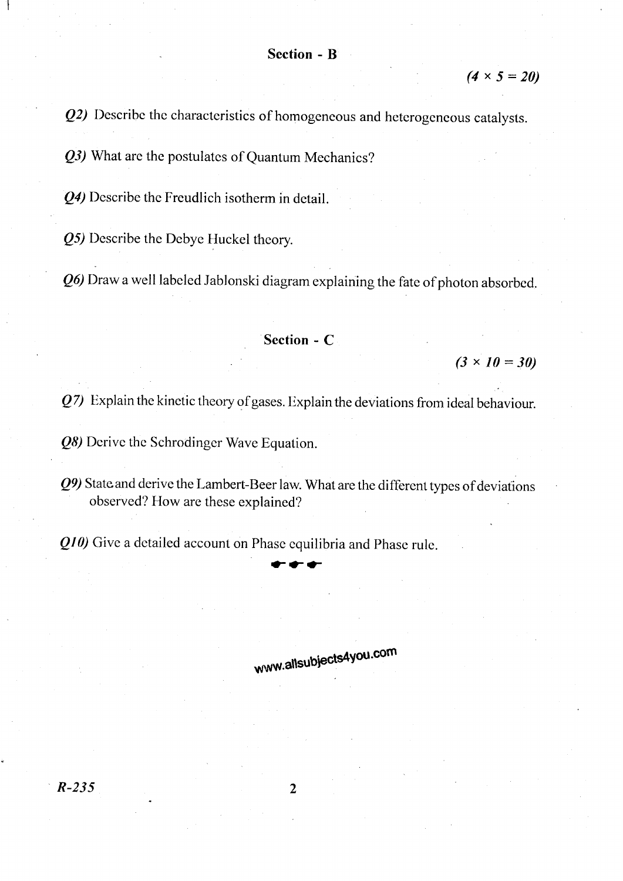## Section - B

*(4 × 5 = 20)*

***Q2)*** Describe the characteristics of homogeneous and heterogeneous catalysts.

***Q3)*** What are the postulates of Quantum Mechanics?

***Q4)*** Describe the Freudlich isotherm in detail.

***Q5)*** Describe the Debye Huckel theory.

***Q6)*** Draw a well labeled Jablonski diagram explaining the fate of photon absorbed.

## Section - C

*(3 × 10 = 30)*

***Q7)*** Explain the kinetic theory of gases. Explain the deviations from ideal behaviour.

***Q8)*** Derive the Schrodinger Wave Equation.

***Q9)*** State and derive the Lambert-Beer law. What are the different types of deviations observed? How are these explained?

***Q10)*** Give a detailed account on Phase equilibria and Phase rule.

www.allsubjects4you.com

R-235